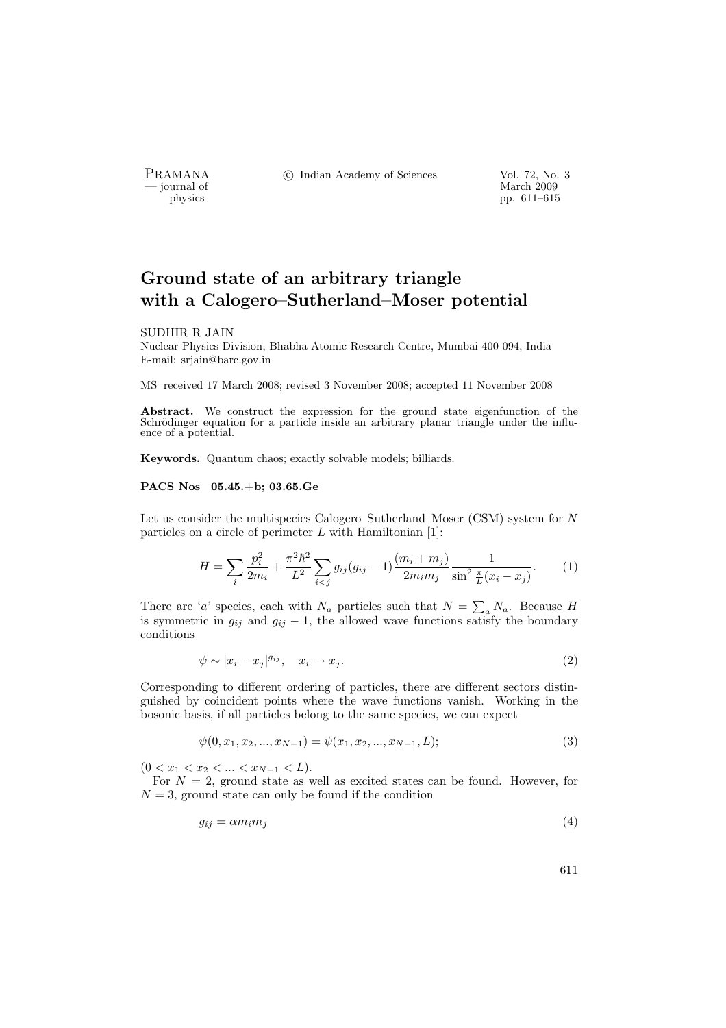# Ground state of an arbitrary triangle with a Calogero–Sutherland–Moser potential

SUDHIR R JAIN

Nuclear Physics Division, Bhabha Atomic Research Centre, Mumbai 400 094, India

E-mail: srjain@barc.gov.in

MS received 17 March 2008; revised 3 November 2008; accepted 11 November 2008

**Abstract.** We construct the expression for the ground state eigenfunction of the Schrödinger equation for a particle inside an arbitrary planar triangle under the influence of a potential.

**Keywords.** Quantum chaos; exactly solvable models; billiards.

**PACS Nos 05.45.+b; 03.65.Ge**

Let us consider the multispecies Calogero–Sutherland–Moser (CSM) system for $N$ particles on a circle of perimeter $L$ with Hamiltonian [1]:

$$H = \sum_i \frac{p_i^2}{2m_i} + \frac{\pi^2\hbar^2}{L^2}\sum_{i<j} g_{ij}(g_{ij}-1)\frac{(m_i+m_j)}{2m_i m_j}\frac{1}{\sin^2\frac{\pi}{L}(x_i-x_j)}. \tag{1}$$

There are '$a$' species, each with $N_a$ particles such that $N = \sum_a N_a$. Because $H$ is symmetric in $g_{ij}$ and $g_{ij}-1$, the allowed wave functions satisfy the boundary conditions

$$\psi \sim |x_i - x_j|^{g_{ij}}, \quad x_i \to x_j. \tag{2}$$

Corresponding to different ordering of particles, there are different sectors distinguished by coincident points where the wave functions vanish. Working in the bosonic basis, if all particles belong to the same species, we can expect

$$\psi(0, x_1, x_2, ..., x_{N-1}) = \psi(x_1, x_2, ..., x_{N-1}, L); \tag{3}$$

$(0 < x_1 < x_2 < ... < x_{N-1} < L)$.

For $N = 2$, ground state as well as excited states can be found. However, for $N = 3$, ground state can only be found if the condition

$$g_{ij} = \alpha m_i m_j \tag{4}$$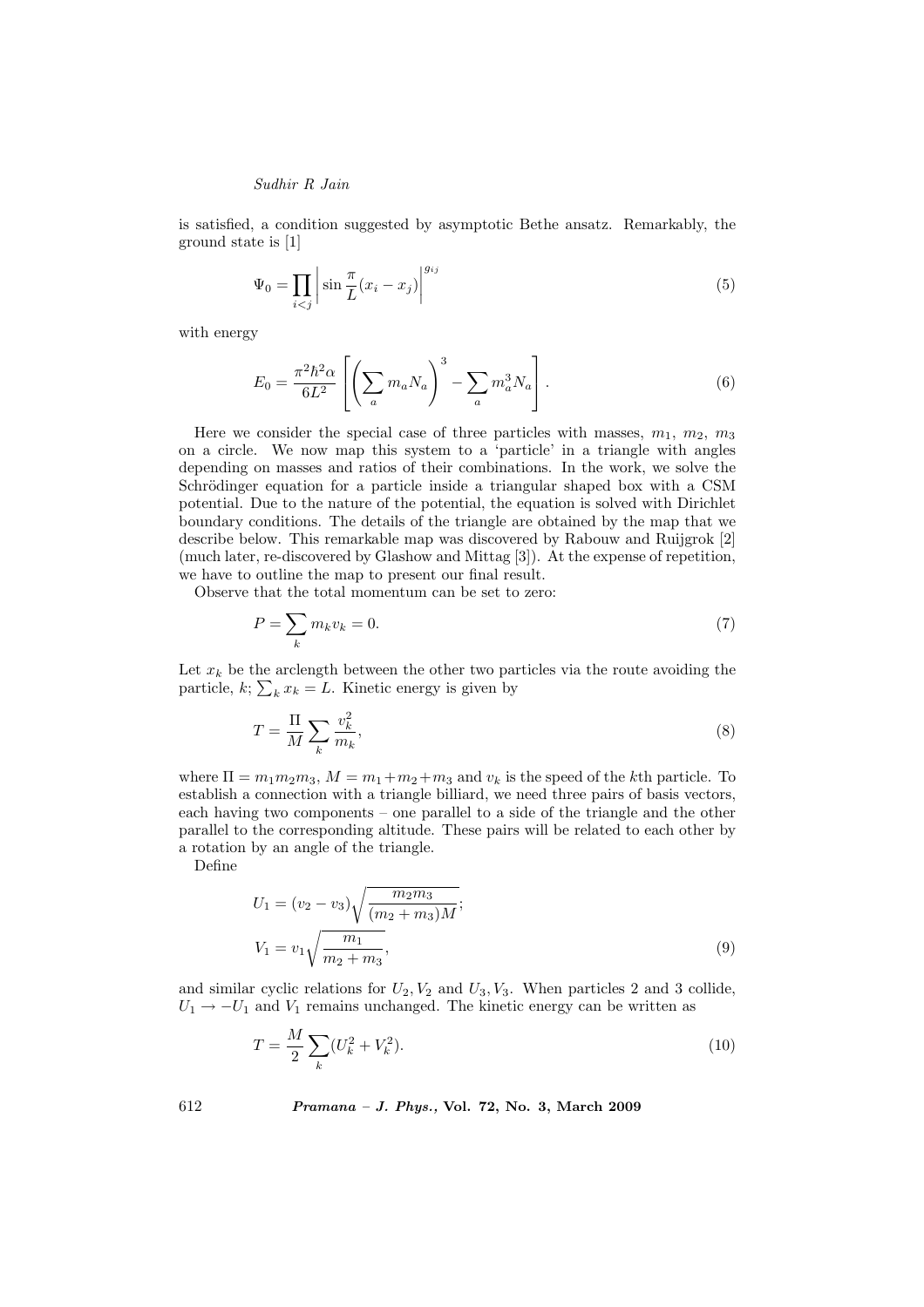is satisfied, a condition suggested by asymptotic Bethe ansatz. Remarkably, the ground state is [1]

$$\Psi_0 = \prod_{i<j} \left| \sin \frac{\pi}{L}(x_i - x_j) \right|^{g_{ij}} \tag{5}$$

with energy

$$E_0 = \frac{\pi^2 \hbar^2 \alpha}{6L^2} \left[ \left( \sum_a m_a N_a \right)^3 - \sum_a m_a^3 N_a \right]. \tag{6}$$

Here we consider the special case of three particles with masses, $m_1$, $m_2$, $m_3$ on a circle. We now map this system to a 'particle' in a triangle with angles depending on masses and ratios of their combinations. In the work, we solve the Schrödinger equation for a particle inside a triangular shaped box with a CSM potential. Due to the nature of the potential, the equation is solved with Dirichlet boundary conditions. The details of the triangle are obtained by the map that we describe below. This remarkable map was discovered by Rabouw and Ruijgrok [2] (much later, re-discovered by Glashow and Mittag [3]). At the expense of repetition, we have to outline the map to present our final result.

Observe that the total momentum can be set to zero:

$$P = \sum_k m_k v_k = 0. \tag{7}$$

Let $x_k$ be the arclength between the other two particles via the route avoiding the particle, $k$; $\sum_k x_k = L$. Kinetic energy is given by

$$T = \frac{\Pi}{M} \sum_k \frac{v_k^2}{m_k}, \tag{8}$$

where $\Pi = m_1 m_2 m_3$, $M = m_1 + m_2 + m_3$ and $v_k$ is the speed of the $k$th particle. To establish a connection with a triangle billiard, we need three pairs of basis vectors, each having two components – one parallel to a side of the triangle and the other parallel to the corresponding altitude. These pairs will be related to each other by a rotation by an angle of the triangle.

Define

$$U_1 = (v_2 - v_3)\sqrt{\frac{m_2 m_3}{(m_2 + m_3)M}};$$
$$V_1 = v_1 \sqrt{\frac{m_1}{m_2 + m_3}}, \tag{9}$$

and similar cyclic relations for $U_2, V_2$ and $U_3, V_3$. When particles 2 and 3 collide, $U_1 \to -U_1$ and $V_1$ remains unchanged. The kinetic energy can be written as

$$T = \frac{M}{2} \sum_k (U_k^2 + V_k^2). \tag{10}$$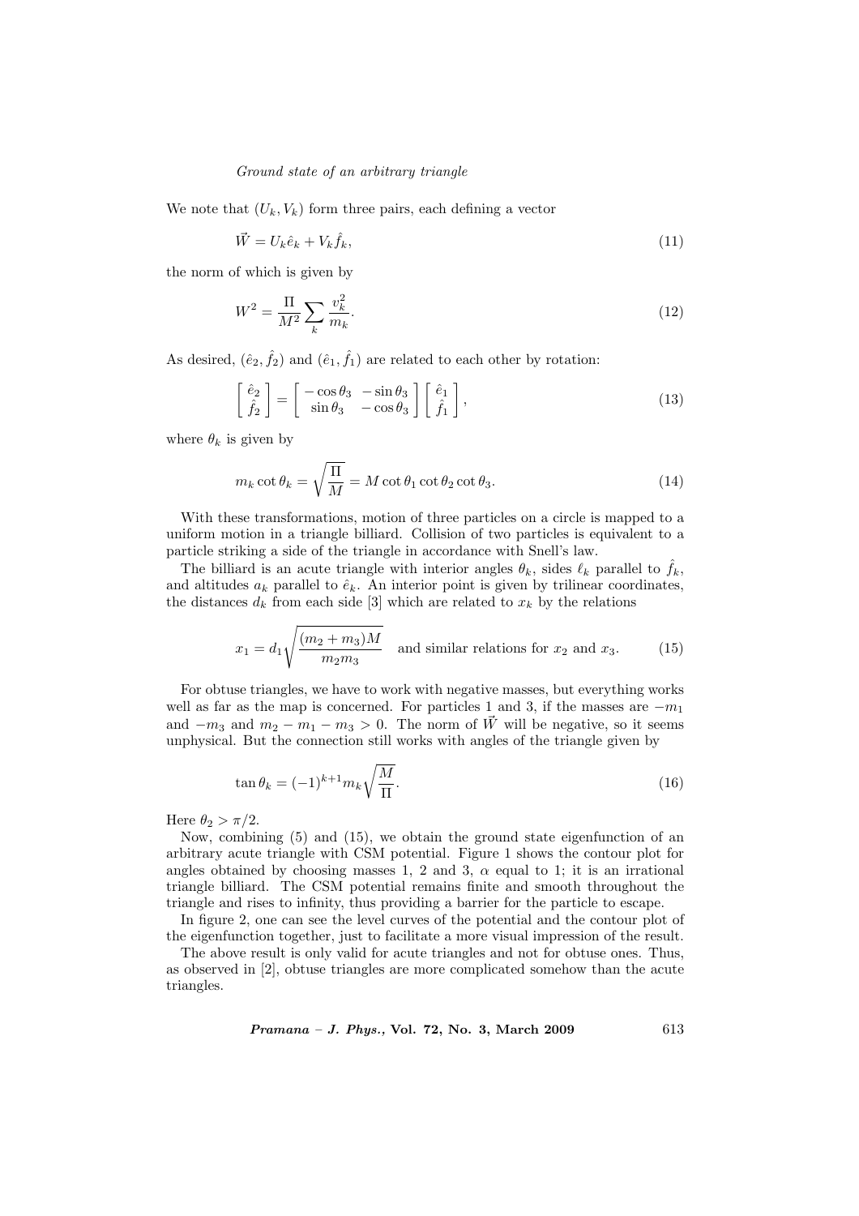We note that $(U_k, V_k)$ form three pairs, each defining a vector

$$\vec{W} = U_k \hat{e}_k + V_k \hat{f}_k, \tag{11}$$

the norm of which is given by

$$W^2 = \frac{\Pi}{M^2} \sum_k \frac{v_k^2}{m_k}. \tag{12}$$

As desired, $(\hat{e}_2, \hat{f}_2)$ and $(\hat{e}_1, \hat{f}_1)$ are related to each other by rotation:

$$\begin{bmatrix} \hat{e}_2 \\ \hat{f}_2 \end{bmatrix} = \begin{bmatrix} -\cos\theta_3 & -\sin\theta_3 \\ \sin\theta_3 & -\cos\theta_3 \end{bmatrix} \begin{bmatrix} \hat{e}_1 \\ \hat{f}_1 \end{bmatrix}, \tag{13}$$

where $\theta_k$ is given by

$$m_k \cot\theta_k = \sqrt{\frac{\Pi}{M}} = M \cot\theta_1 \cot\theta_2 \cot\theta_3. \tag{14}$$

With these transformations, motion of three particles on a circle is mapped to a uniform motion in a triangle billiard. Collision of two particles is equivalent to a particle striking a side of the triangle in accordance with Snell's law.

The billiard is an acute triangle with interior angles $\theta_k$, sides $\ell_k$ parallel to $\hat{f}_k$, and altitudes $a_k$ parallel to $\hat{e}_k$. An interior point is given by trilinear coordinates, the distances $d_k$ from each side [3] which are related to $x_k$ by the relations

$$x_1 = d_1 \sqrt{\frac{(m_2 + m_3)M}{m_2 m_3}} \quad \text{and similar relations for } x_2 \text{ and } x_3. \tag{15}$$

For obtuse triangles, we have to work with negative masses, but everything works well as far as the map is concerned. For particles 1 and 3, if the masses are $-m_1$ and $-m_3$ and $m_2 - m_1 - m_3 > 0$. The norm of $\vec{W}$ will be negative, so it seems unphysical. But the connection still works with angles of the triangle given by

$$\tan\theta_k = (-1)^{k+1} m_k \sqrt{\frac{M}{\Pi}}. \tag{16}$$

Here $\theta_2 > \pi/2$.

Now, combining (5) and (15), we obtain the ground state eigenfunction of an arbitrary acute triangle with CSM potential. Figure 1 shows the contour plot for angles obtained by choosing masses 1, 2 and 3, $\alpha$ equal to 1; it is an irrational triangle billiard. The CSM potential remains finite and smooth throughout the triangle and rises to infinity, thus providing a barrier for the particle to escape.

In figure 2, one can see the level curves of the potential and the contour plot of the eigenfunction together, just to facilitate a more visual impression of the result.

The above result is only valid for acute triangles and not for obtuse ones. Thus, as observed in [2], obtuse triangles are more complicated somehow than the acute triangles.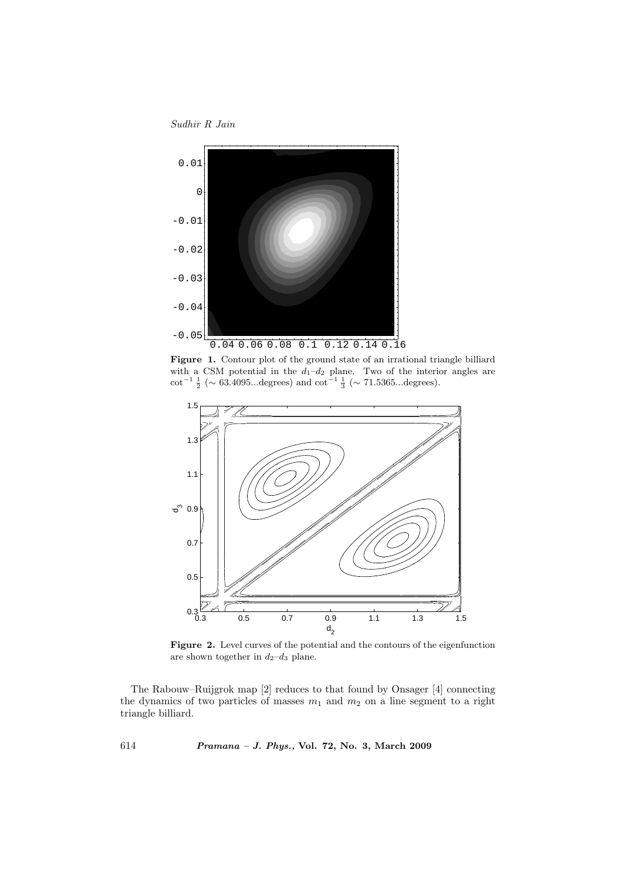**Figure 1.** Contour plot of the ground state of an irrational triangle billiard with a CSM potential in the $d_1$–$d_2$ plane. Two of the interior angles are $\cot^{-1}\frac{1}{2}$ ($\sim$ 63.4095...degrees) and $\cot^{-1}\frac{1}{3}$ ($\sim$ 71.5365...degrees).

**Figure 2.** Level curves of the potential and the contours of the eigenfunction are shown together in $d_2$–$d_3$ plane.

The Rabouw–Ruijgrok map [2] reduces to that found by Onsager [4] connecting the dynamics of two particles of masses $m_1$ and $m_2$ on a line segment to a right triangle billiard.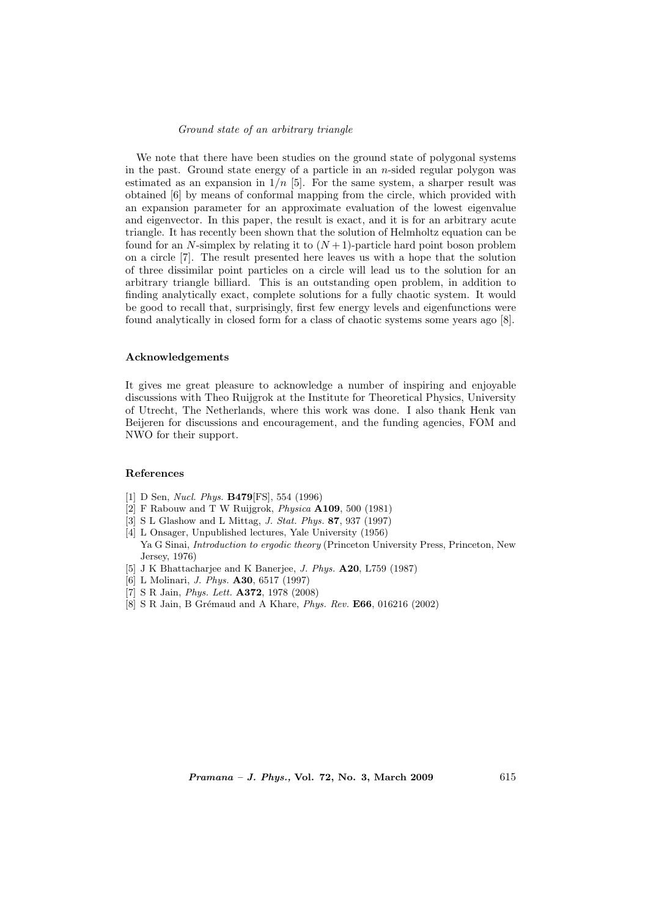We note that there have been studies on the ground state of polygonal systems in the past. Ground state energy of a particle in an $n$-sided regular polygon was estimated as an expansion in $1/n$ [5]. For the same system, a sharper result was obtained [6] by means of conformal mapping from the circle, which provided with an expansion parameter for an approximate evaluation of the lowest eigenvalue and eigenvector. In this paper, the result is exact, and it is for an arbitrary acute triangle. It has recently been shown that the solution of Helmholtz equation can be found for an $N$-simplex by relating it to $(N+1)$-particle hard point boson problem on a circle [7]. The result presented here leaves us with a hope that the solution of three dissimilar point particles on a circle will lead us to the solution for an arbitrary triangle billiard. This is an outstanding open problem, in addition to finding analytically exact, complete solutions for a fully chaotic system. It would be good to recall that, surprisingly, first few energy levels and eigenfunctions were found analytically in closed form for a class of chaotic systems some years ago [8].

### Acknowledgements

It gives me great pleasure to acknowledge a number of inspiring and enjoyable discussions with Theo Ruijgrok at the Institute for Theoretical Physics, University of Utrecht, The Netherlands, where this work was done. I also thank Henk van Beijeren for discussions and encouragement, and the funding agencies, FOM and NWO for their support.

### References

[1] D Sen, *Nucl. Phys.* **B479**[FS], 554 (1996)
[2] F Rabouw and T W Ruijgrok, *Physica* **A109**, 500 (1981)
[3] S L Glashow and L Mittag, *J. Stat. Phys.* **87**, 937 (1997)
[4] L Onsager, Unpublished lectures, Yale University (1956)
Ya G Sinai, *Introduction to ergodic theory* (Princeton University Press, Princeton, New Jersey, 1976)
[5] J K Bhattacharjee and K Banerjee, *J. Phys.* **A20**, L759 (1987)
[6] L Molinari, *J. Phys.* **A30**, 6517 (1997)
[7] S R Jain, *Phys. Lett.* **A372**, 1978 (2008)
[8] S R Jain, B Grémaud and A Khare, *Phys. Rev.* **E66**, 016216 (2002)